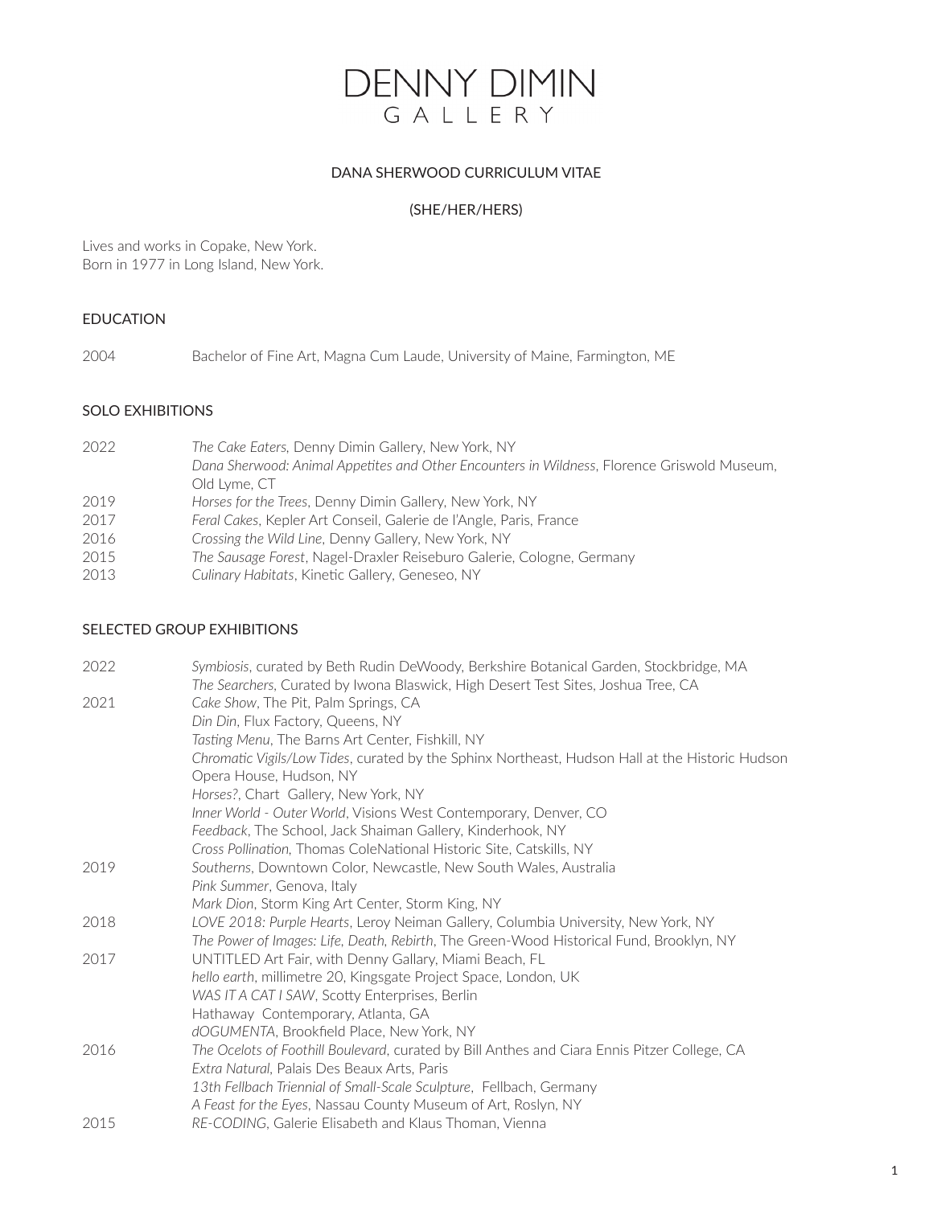# DENNY DIMIN GALLERY

## DANA SHERWOOD CURRICULUM VITAE

(SHE/HER/HERS)

Lives and works in Copake, New York.
Born in 1977 in Long Island, New York.

### EDUCATION

2004 Bachelor of Fine Art, Magna Cum Laude, University of Maine, Farmington, ME

### SOLO EXHIBITIONS

2022 *The Cake Eaters*, Denny Dimin Gallery, New York, NY
*Dana Sherwood: Animal Appetites and Other Encounters in Wildness*, Florence Griswold Museum, Old Lyme, CT
2019 *Horses for the Trees*, Denny Dimin Gallery, New York, NY
2017 *Feral Cakes*, Kepler Art Conseil, Galerie de l'Angle, Paris, France
2016 *Crossing the Wild Line*, Denny Gallery, New York, NY
2015 *The Sausage Forest*, Nagel-Draxler Reiseburo Galerie, Cologne, Germany
2013 *Culinary Habitats*, Kinetic Gallery, Geneseo, NY

### SELECTED GROUP EXHIBITIONS

2022 *Symbiosis*, curated by Beth Rudin DeWoody, Berkshire Botanical Garden, Stockbridge, MA
*The Searchers*, Curated by Iwona Blaswick, High Desert Test Sites, Joshua Tree, CA
2021 *Cake Show*, The Pit, Palm Springs, CA
*Din Din*, Flux Factory, Queens, NY
*Tasting Menu*, The Barns Art Center, Fishkill, NY
*Chromatic Vigils/Low Tides*, curated by the Sphinx Northeast, Hudson Hall at the Historic Hudson Opera House, Hudson, NY
*Horses?*, Chart Gallery, New York, NY
*Inner World - Outer World*, Visions West Contemporary, Denver, CO
*Feedback*, The School, Jack Shaiman Gallery, Kinderhook, NY
*Cross Pollination*, Thomas ColeNational Historic Site, Catskills, NY
2019 *Southerns*, Downtown Color, Newcastle, New South Wales, Australia
*Pink Summer*, Genova, Italy
*Mark Dion*, Storm King Art Center, Storm King, NY
2018 *LOVE 2018: Purple Hearts*, Leroy Neiman Gallery, Columbia University, New York, NY
*The Power of Images: Life, Death, Rebirth*, The Green-Wood Historical Fund, Brooklyn, NY
2017 UNTITLED Art Fair, with Denny Gallary, Miami Beach, FL
*hello earth*, millimetre 20, Kingsgate Project Space, London, UK
*WAS IT A CAT I SAW*, Scotty Enterprises, Berlin
Hathaway Contemporary, Atlanta, GA
*dOGUMENTA*, Brookfield Place, New York, NY
2016 *The Ocelots of Foothill Boulevard*, curated by Bill Anthes and Ciara Ennis Pitzer College, CA
*Extra Natural*, Palais Des Beaux Arts, Paris
*13th Fellbach Triennial of Small-Scale Sculpture*, Fellbach, Germany
*A Feast for the Eyes*, Nassau County Museum of Art, Roslyn, NY
2015 *RE-CODING*, Galerie Elisabeth and Klaus Thoman, Vienna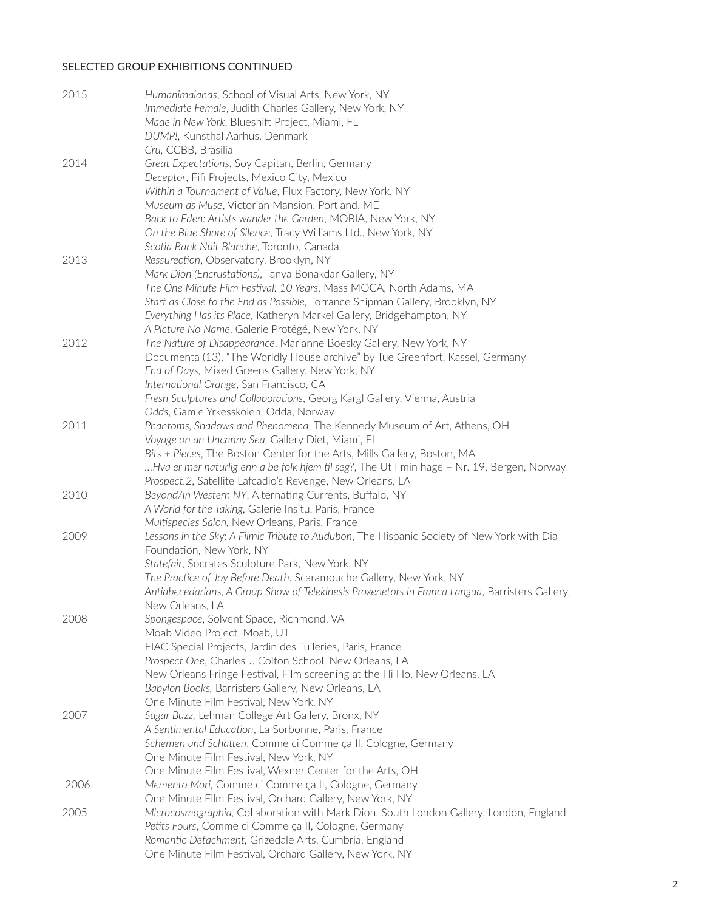SELECTED GROUP EXHIBITIONS CONTINUED

2015
*Humanimalands*, School of Visual Arts, New York, NY
*Immediate Female*, Judith Charles Gallery, New York, NY
*Made in New York*, Blueshift Project, Miami, FL
*DUMP!*, Kunsthal Aarhus, Denmark
*Cru*, CCBB, Brasilia

2014
*Great Expectations*, Soy Capitan, Berlin, Germany
*Deceptor*, Fifi Projects, Mexico City, Mexico
*Within a Tournament of Value*, Flux Factory, New York, NY
*Museum as Muse*, Victorian Mansion, Portland, ME
*Back to Eden: Artists wander the Garden*, MOBIA, New York, NY
*On the Blue Shore of Silence*, Tracy Williams Ltd., New York, NY
*Scotia Bank Nuit Blanche*, Toronto, Canada

2013
*Ressurection*, Observatory, Brooklyn, NY
*Mark Dion (Encrustations)*, Tanya Bonakdar Gallery, NY
*The One Minute Film Festival: 10 Years*, Mass MOCA, North Adams, MA
*Start as Close to the End as Possible*, Torrance Shipman Gallery, Brooklyn, NY
*Everything Has its Place*, Katheryn Markel Gallery, Bridgehampton, NY
*A Picture No Name*, Galerie Protégé, New York, NY

2012
*The Nature of Disappearance*, Marianne Boesky Gallery, New York, NY
Documenta (13), "The Worldly House archive" by Tue Greenfort, Kassel, Germany
*End of Days*, Mixed Greens Gallery, New York, NY
*International Orange*, San Francisco, CA
*Fresh Sculptures and Collaborations*, Georg Kargl Gallery, Vienna, Austria
*Odds*, Gamle Yrkesskolen, Odda, Norway

2011
*Phantoms, Shadows and Phenomena*, The Kennedy Museum of Art, Athens, OH
*Voyage on an Uncanny Sea*, Gallery Diet, Miami, FL
*Bits + Pieces*, The Boston Center for the Arts, Mills Gallery, Boston, MA
*…Hva er mer naturlig enn a be folk hjem til seg?*, The Ut I min hage – Nr. 19, Bergen, Norway
*Prospect.2*, Satellite Lafcadio's Revenge, New Orleans, LA

2010
*Beyond/In Western NY*, Alternating Currents, Buffalo, NY
*A World for the Taking*, Galerie Insitu, Paris, France
*Multispecies Salon*, New Orleans, Paris, France

2009
*Lessons in the Sky: A Filmic Tribute to Audubon*, The Hispanic Society of New York with Dia Foundation, New York, NY
*Statefair*, Socrates Sculpture Park, New York, NY
*The Practice of Joy Before Death*, Scaramouche Gallery, New York, NY
*Antiabecedarians, A Group Show of Telekinesis Proxenetors in Franca Langua*, Barristers Gallery, New Orleans, LA

2008
*Spongespace*, Solvent Space, Richmond, VA
Moab Video Project, Moab, UT
FIAC Special Projects, Jardin des Tuileries, Paris, France
*Prospect One*, Charles J. Colton School, New Orleans, LA
New Orleans Fringe Festival, Film screening at the Hi Ho, New Orleans, LA
*Babylon Books*, Barristers Gallery, New Orleans, LA
One Minute Film Festival, New York, NY

2007
*Sugar Buzz*, Lehman College Art Gallery, Bronx, NY
*A Sentimental Education*, La Sorbonne, Paris, France
*Schemen und Schatten*, Comme ci Comme ça II, Cologne, Germany
One Minute Film Festival, New York, NY
One Minute Film Festival, Wexner Center for the Arts, OH

2006
*Memento Mori*, Comme ci Comme ça II, Cologne, Germany
One Minute Film Festival, Orchard Gallery, New York, NY

2005
*Microcosmographia*, Collaboration with Mark Dion, South London Gallery, London, England
*Petits Fours*, Comme ci Comme ça II, Cologne, Germany
*Romantic Detachment*, Grizedale Arts, Cumbria, England
One Minute Film Festival, Orchard Gallery, New York, NY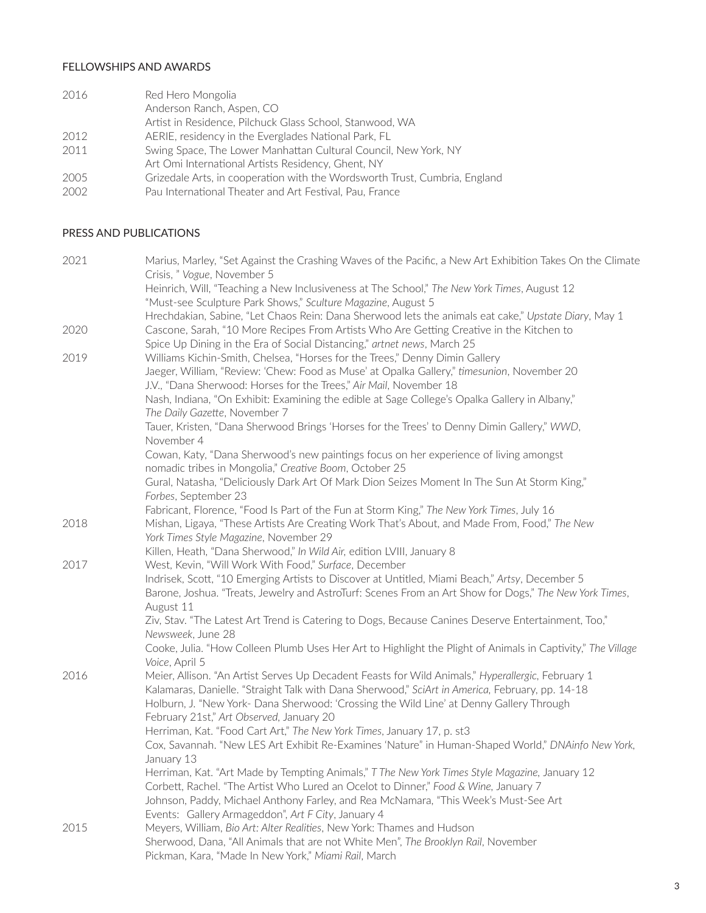## FELLOWSHIPS AND AWARDS

| | |
|---|---|
| 2016 | Red Hero Mongolia |
| | Anderson Ranch, Aspen, CO |
| | Artist in Residence, Pilchuck Glass School, Stanwood, WA |
| 2012 | AERIE, residency in the Everglades National Park, FL |
| 2011 | Swing Space, The Lower Manhattan Cultural Council, New York, NY |
| | Art Omi International Artists Residency, Ghent, NY |
| 2005 | Grizedale Arts, in cooperation with the Wordsworth Trust, Cumbria, England |
| 2002 | Pau International Theater and Art Festival, Pau, France |

## PRESS AND PUBLICATIONS

| | |
|---|---|
| 2021 | Marius, Marley, "Set Against the Crashing Waves of the Pacific, a New Art Exhibition Takes On the Climate Crisis, " *Vogue*, November 5 |
| | Heinrich, Will, "Teaching a New Inclusiveness at The School," *The New York Times*, August 12 |
| | "Must-see Sculpture Park Shows," *Sculture Magazine*, August 5 |
| | Hrechdakian, Sabine, "Let Chaos Rein: Dana Sherwood lets the animals eat cake," *Upstate Diary*, May 1 |
| 2020 | Cascone, Sarah, "10 More Recipes From Artists Who Are Getting Creative in the Kitchen to Spice Up Dining in the Era of Social Distancing," *artnet news*, March 25 |
| 2019 | Williams Kichin-Smith, Chelsea, "Horses for the Trees," Denny Dimin Gallery |
| | Jaeger, William, "Review: 'Chew: Food as Muse' at Opalka Gallery," *timesunion*, November 20 |
| | J.V., "Dana Sherwood: Horses for the Trees," *Air Mail*, November 18 |
| | Nash, Indiana, "On Exhibit: Examining the edible at Sage College's Opalka Gallery in Albany," *The Daily Gazette*, November 7 |
| | Tauer, Kristen, "Dana Sherwood Brings 'Horses for the Trees' to Denny Dimin Gallery," *WWD*, November 4 |
| | Cowan, Katy, "Dana Sherwood's new paintings focus on her experience of living amongst nomadic tribes in Mongolia," *Creative Boom*, October 25 |
| | Gural, Natasha, "Deliciously Dark Art Of Mark Dion Seizes Moment In The Sun At Storm King," *Forbes*, September 23 |
| | Fabricant, Florence, "Food Is Part of the Fun at Storm King," *The New York Times*, July 16 |
| 2018 | Mishan, Ligaya, "These Artists Are Creating Work That's About, and Made From, Food," *The New York Times Style Magazine*, November 29 |
| | Killen, Heath, "Dana Sherwood," *In Wild Air*, edition LVIII, January 8 |
| 2017 | West, Kevin, "Will Work With Food," *Surface*, December |
| | Indrisek, Scott, "10 Emerging Artists to Discover at Untitled, Miami Beach," *Artsy*, December 5 |
| | Barone, Joshua. "Treats, Jewelry and AstroTurf: Scenes From an Art Show for Dogs," *The New York Times*, August 11 |
| | Ziv, Stav. "The Latest Art Trend is Catering to Dogs, Because Canines Deserve Entertainment, Too," *Newsweek*, June 28 |
| | Cooke, Julia. "How Colleen Plumb Uses Her Art to Highlight the Plight of Animals in Captivity," *The Village Voice*, April 5 |
| 2016 | Meier, Allison. "An Artist Serves Up Decadent Feasts for Wild Animals," *Hyperallergic*, February 1 |
| | Kalamaras, Danielle. "Straight Talk with Dana Sherwood," *SciArt in America*, February, pp. 14-18 |
| | Holburn, J. "New York- Dana Sherwood: 'Crossing the Wild Line' at Denny Gallery Through February 21st," *Art Observed*, January 20 |
| | Herriman, Kat. "Food Cart Art," *The New York Times*, January 17, p. st3 |
| | Cox, Savannah. "New LES Art Exhibit Re-Examines 'Nature" in Human-Shaped World," *DNAinfo New York*, January 13 |
| | Herriman, Kat. "Art Made by Tempting Animals," *T The New York Times Style Magazine*, January 12 |
| | Corbett, Rachel. "The Artist Who Lured an Ocelot to Dinner," *Food & Wine*, January 7 |
| | Johnson, Paddy, Michael Anthony Farley, and Rea McNamara, "This Week's Must-See Art Events: Gallery Armageddon", *Art F City*, January 4 |
| 2015 | Meyers, William, *Bio Art: Alter Realities*, New York: Thames and Hudson |
| | Sherwood, Dana, "All Animals that are not White Men", *The Brooklyn Rail*, November |
| | Pickman, Kara, "Made In New York," *Miami Rail*, March |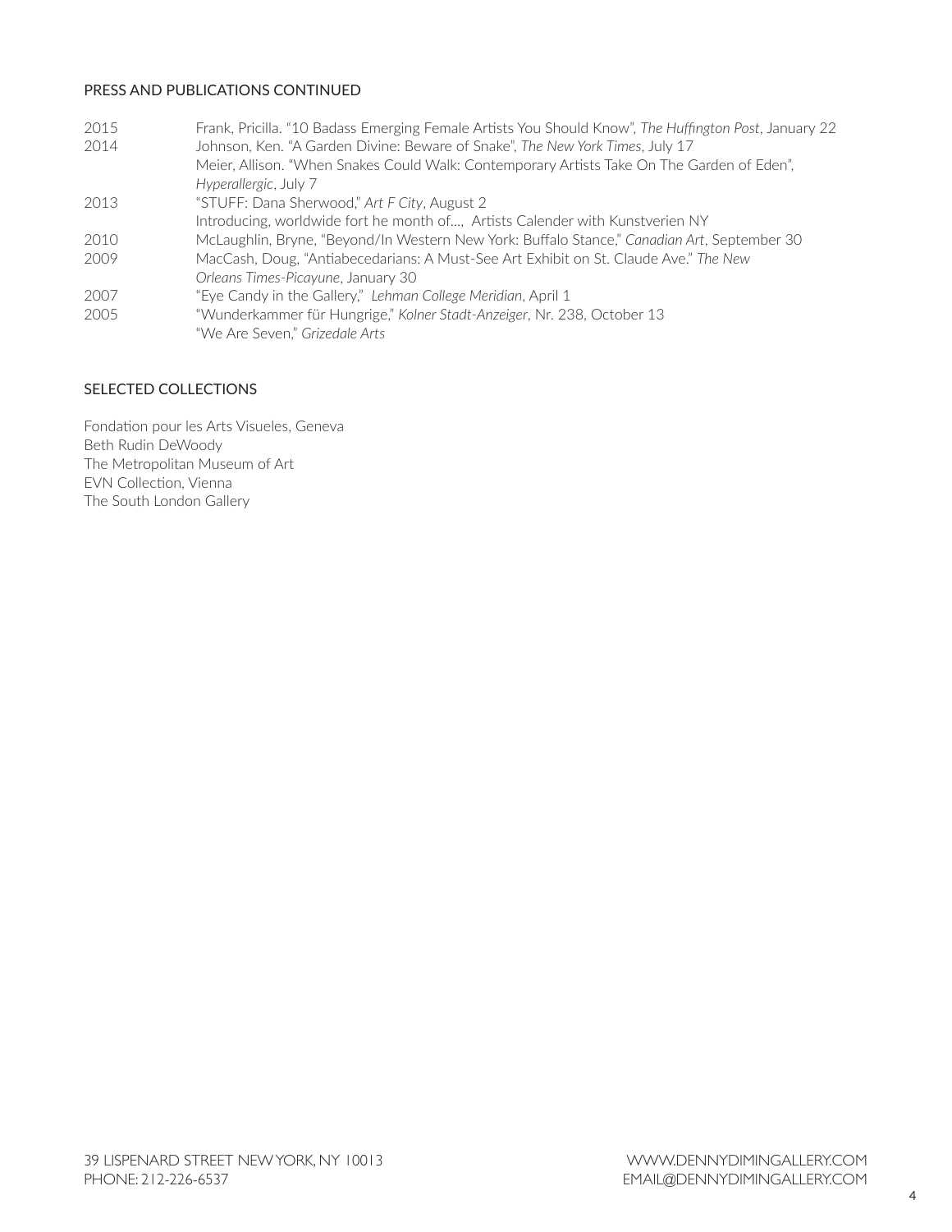## PRESS AND PUBLICATIONS CONTINUED

| | |
|---|---|
| 2015 | Frank, Pricilla. "10 Badass Emerging Female Artists You Should Know", *The Huffington Post*, January 22 |
| 2014 | Johnson, Ken. "A Garden Divine: Beware of Snake", *The New York Times*, July 17 |
| | Meier, Allison. "When Snakes Could Walk: Contemporary Artists Take On The Garden of Eden", *Hyperallergic*, July 7 |
| 2013 | "STUFF: Dana Sherwood," *Art F City*, August 2 |
| | Introducing, worldwide fort he month of..., Artists Calender with Kunstverien NY |
| 2010 | McLaughlin, Bryne, "Beyond/In Western New York: Buffalo Stance," *Canadian Art*, September 30 |
| 2009 | MacCash, Doug, "Antiabecedarians: A Must-See Art Exhibit on St. Claude Ave." *The New Orleans Times-Picayune*, January 30 |
| 2007 | "Eye Candy in the Gallery," *Lehman College Meridian*, April 1 |
| 2005 | "Wunderkammer für Hungrige," *Kolner Stadt-Anzeiger*, Nr. 238, October 13 |
| | "We Are Seven," *Grizedale Arts* |

## SELECTED COLLECTIONS

Fondation pour les Arts Visueles, Geneva
Beth Rudin DeWoody
The Metropolitan Museum of Art
EVN Collection, Vienna
The South London Gallery

39 LISPENARD STREET NEW YORK, NY 10013
PHONE: 212-226-6537

WWW.DENNYDIMINGALLERY.COM
EMAIL@DENNYDIMINGALLERY.COM